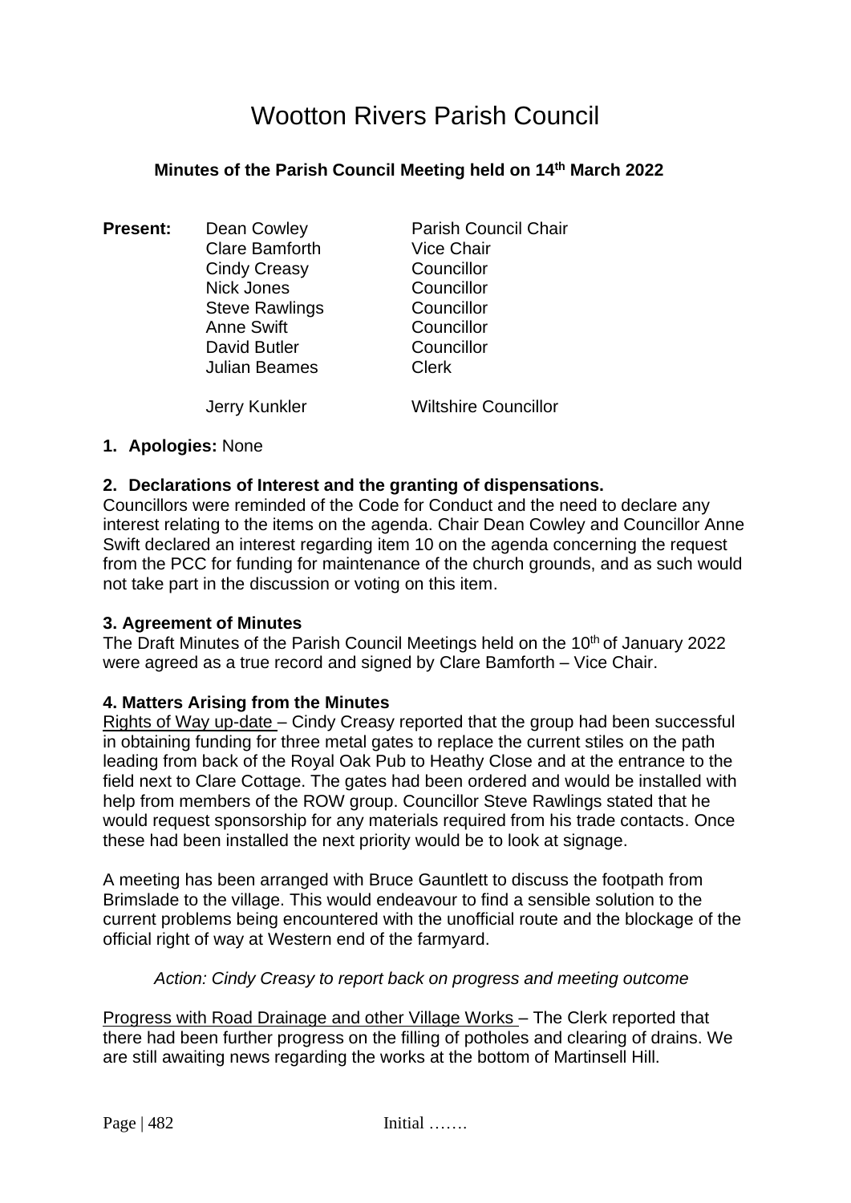# Wootton Rivers Parish Council

**Minutes of the Parish Council Meeting held on 14th March 2022**

| **Present:** | | |
|---|---|---|
| | Dean Cowley | Parish Council Chair |
| | Clare Bamforth | Vice Chair |
| | Cindy Creasy | Councillor |
| | Nick Jones | Councillor |
| | Steve Rawlings | Councillor |
| | Anne Swift | Councillor |
| | David Butler | Councillor |
| | Julian Beames | Clerk |
| | Jerry Kunkler | Wiltshire Councillor |

**1. Apologies:** None

**2. Declarations of Interest and the granting of dispensations.**

Councillors were reminded of the Code for Conduct and the need to declare any interest relating to the items on the agenda. Chair Dean Cowley and Councillor Anne Swift declared an interest regarding item 10 on the agenda concerning the request from the PCC for funding for maintenance of the church grounds, and as such would not take part in the discussion or voting on this item.

**3. Agreement of Minutes**

The Draft Minutes of the Parish Council Meetings held on the 10th of January 2022 were agreed as a true record and signed by Clare Bamforth – Vice Chair.

**4. Matters Arising from the Minutes**

Rights of Way up-date – Cindy Creasy reported that the group had been successful in obtaining funding for three metal gates to replace the current stiles on the path leading from back of the Royal Oak Pub to Heathy Close and at the entrance to the field next to Clare Cottage. The gates had been ordered and would be installed with help from members of the ROW group. Councillor Steve Rawlings stated that he would request sponsorship for any materials required from his trade contacts. Once these had been installed the next priority would be to look at signage.

A meeting has been arranged with Bruce Gauntlett to discuss the footpath from Brimslade to the village. This would endeavour to find a sensible solution to the current problems being encountered with the unofficial route and the blockage of the official right of way at Western end of the farmyard.

*Action: Cindy Creasy to report back on progress and meeting outcome*

Progress with Road Drainage and other Village Works – The Clerk reported that there had been further progress on the filling of potholes and clearing of drains. We are still awaiting news regarding the works at the bottom of Martinsell Hill.

Initial …….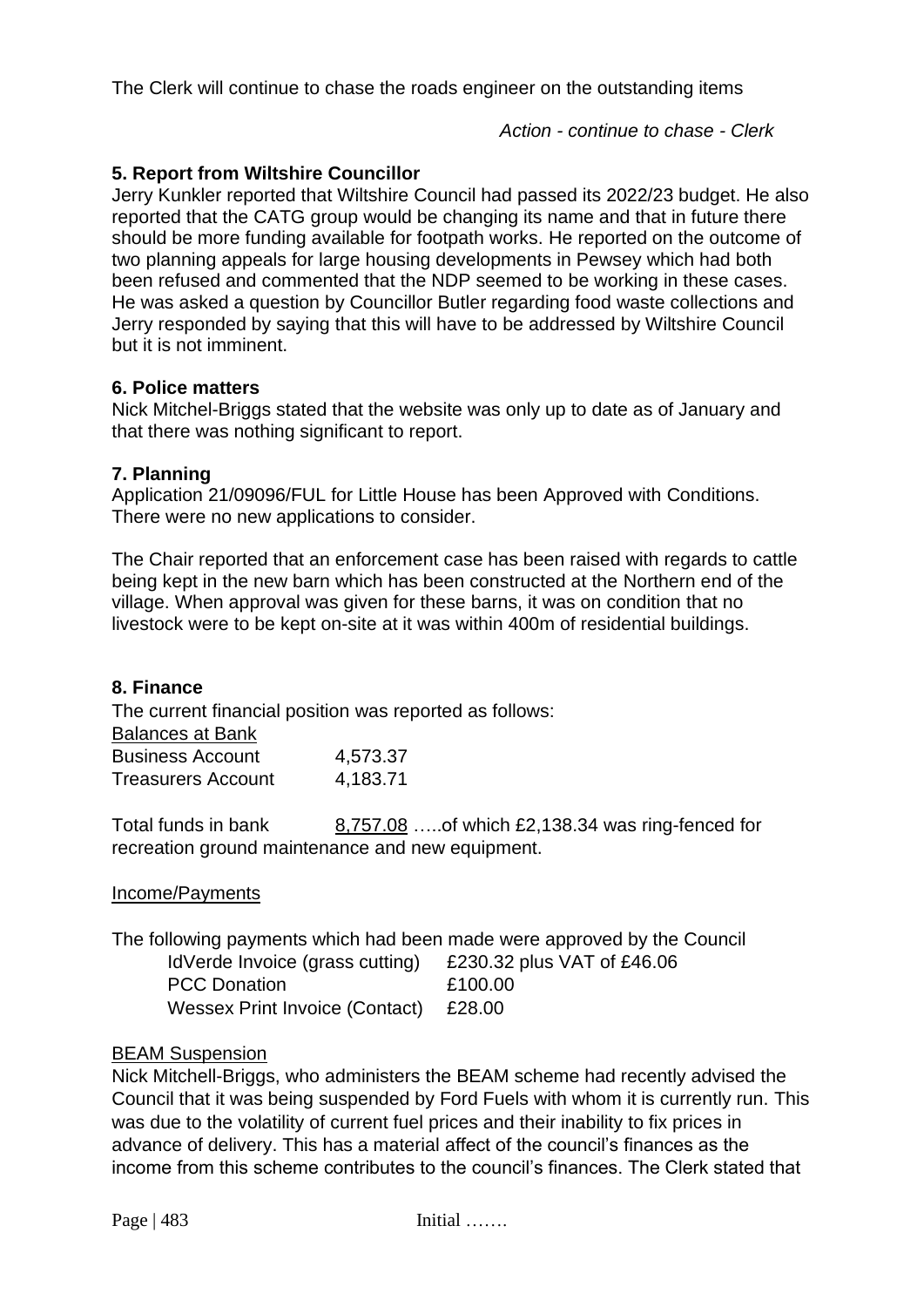The Clerk will continue to chase the roads engineer on the outstanding items

*Action - continue to chase - Clerk*

**5. Report from Wiltshire Councillor**

Jerry Kunkler reported that Wiltshire Council had passed its 2022/23 budget. He also reported that the CATG group would be changing its name and that in future there should be more funding available for footpath works. He reported on the outcome of two planning appeals for large housing developments in Pewsey which had both been refused and commented that the NDP seemed to be working in these cases. He was asked a question by Councillor Butler regarding food waste collections and Jerry responded by saying that this will have to be addressed by Wiltshire Council but it is not imminent.

**6. Police matters**

Nick Mitchel-Briggs stated that the website was only up to date as of January and that there was nothing significant to report.

**7. Planning**

Application 21/09096/FUL for Little House has been Approved with Conditions. There were no new applications to consider.

The Chair reported that an enforcement case has been raised with regards to cattle being kept in the new barn which has been constructed at the Northern end of the village. When approval was given for these barns, it was on condition that no livestock were to be kept on-site at it was within 400m of residential buildings.

**8. Finance**

The current financial position was reported as follows:

Balances at Bank

| | |
|---|---|
| Business Account | 4,573.37 |
| Treasurers Account | 4,183.71 |

Total funds in bank 8,757.08 …..of which £2,138.34 was ring-fenced for recreation ground maintenance and new equipment.

Income/Payments

The following payments which had been made were approved by the Council

| | |
|---|---|
| IdVerde Invoice (grass cutting) | £230.32 plus VAT of £46.06 |
| PCC Donation | £100.00 |
| Wessex Print Invoice (Contact) | £28.00 |

BEAM Suspension

Nick Mitchell-Briggs, who administers the BEAM scheme had recently advised the Council that it was being suspended by Ford Fuels with whom it is currently run. This was due to the volatility of current fuel prices and their inability to fix prices in advance of delivery. This has a material affect of the council's finances as the income from this scheme contributes to the council's finances. The Clerk stated that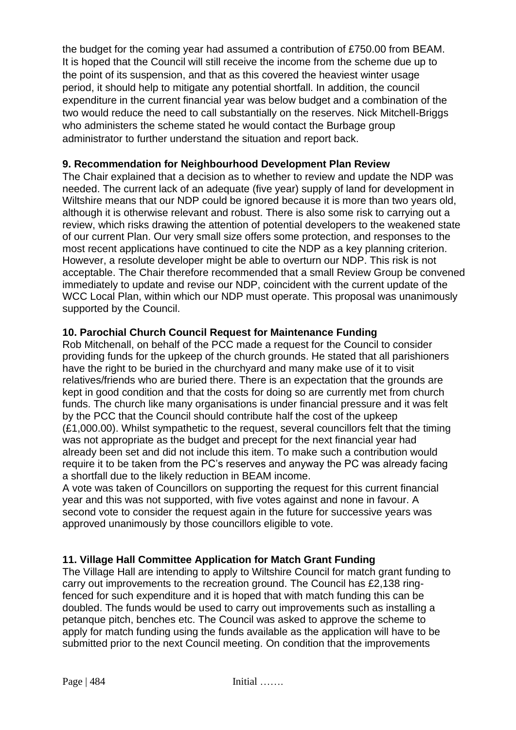the budget for the coming year had assumed a contribution of £750.00 from BEAM. It is hoped that the Council will still receive the income from the scheme due up to the point of its suspension, and that as this covered the heaviest winter usage period, it should help to mitigate any potential shortfall. In addition, the council expenditure in the current financial year was below budget and a combination of the two would reduce the need to call substantially on the reserves. Nick Mitchell-Briggs who administers the scheme stated he would contact the Burbage group administrator to further understand the situation and report back.

**9. Recommendation for Neighbourhood Development Plan Review**

The Chair explained that a decision as to whether to review and update the NDP was needed. The current lack of an adequate (five year) supply of land for development in Wiltshire means that our NDP could be ignored because it is more than two years old, although it is otherwise relevant and robust. There is also some risk to carrying out a review, which risks drawing the attention of potential developers to the weakened state of our current Plan. Our very small size offers some protection, and responses to the most recent applications have continued to cite the NDP as a key planning criterion. However, a resolute developer might be able to overturn our NDP. This risk is not acceptable. The Chair therefore recommended that a small Review Group be convened immediately to update and revise our NDP, coincident with the current update of the WCC Local Plan, within which our NDP must operate. This proposal was unanimously supported by the Council.

**10. Parochial Church Council Request for Maintenance Funding**

Rob Mitchenall, on behalf of the PCC made a request for the Council to consider providing funds for the upkeep of the church grounds. He stated that all parishioners have the right to be buried in the churchyard and many make use of it to visit relatives/friends who are buried there. There is an expectation that the grounds are kept in good condition and that the costs for doing so are currently met from church funds. The church like many organisations is under financial pressure and it was felt by the PCC that the Council should contribute half the cost of the upkeep (£1,000.00). Whilst sympathetic to the request, several councillors felt that the timing was not appropriate as the budget and precept for the next financial year had already been set and did not include this item. To make such a contribution would require it to be taken from the PC's reserves and anyway the PC was already facing a shortfall due to the likely reduction in BEAM income.

A vote was taken of Councillors on supporting the request for this current financial year and this was not supported, with five votes against and none in favour. A second vote to consider the request again in the future for successive years was approved unanimously by those councillors eligible to vote.

**11. Village Hall Committee Application for Match Grant Funding**

The Village Hall are intending to apply to Wiltshire Council for match grant funding to carry out improvements to the recreation ground. The Council has £2,138 ring-fenced for such expenditure and it is hoped that with match funding this can be doubled. The funds would be used to carry out improvements such as installing a petanque pitch, benches etc. The Council was asked to approve the scheme to apply for match funding using the funds available as the application will have to be submitted prior to the next Council meeting. On condition that the improvements

Initial …….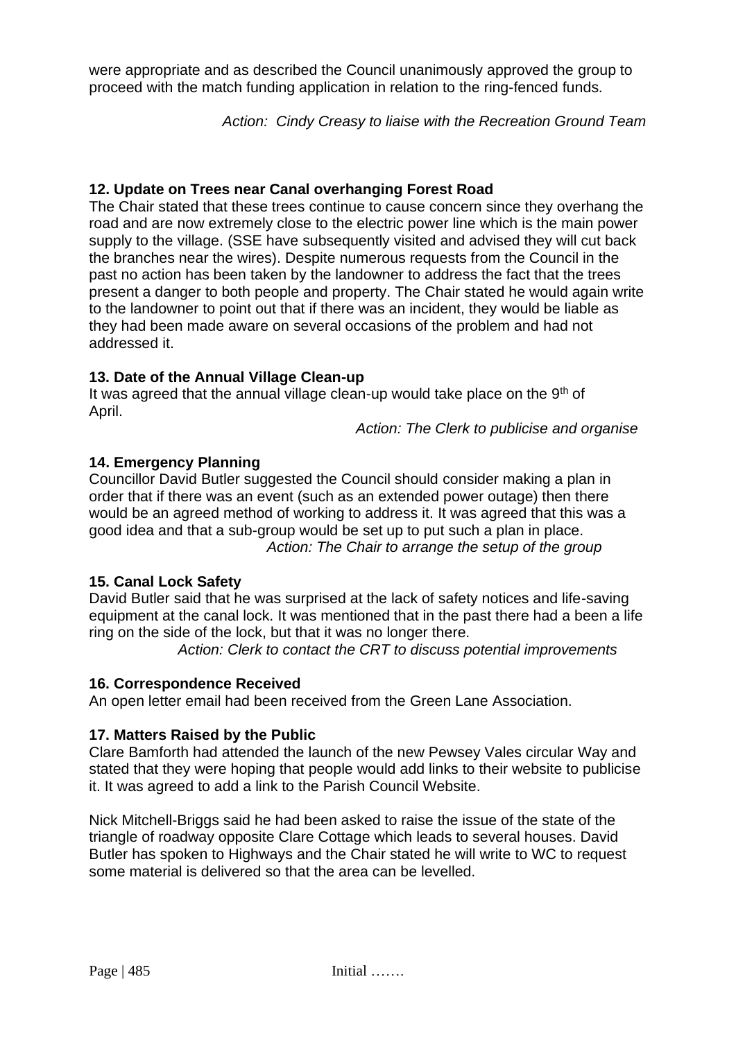were appropriate and as described the Council unanimously approved the group to proceed with the match funding application in relation to the ring-fenced funds.

*Action: Cindy Creasy to liaise with the Recreation Ground Team*

**12. Update on Trees near Canal overhanging Forest Road**

The Chair stated that these trees continue to cause concern since they overhang the road and are now extremely close to the electric power line which is the main power supply to the village. (SSE have subsequently visited and advised they will cut back the branches near the wires). Despite numerous requests from the Council in the past no action has been taken by the landowner to address the fact that the trees present a danger to both people and property. The Chair stated he would again write to the landowner to point out that if there was an incident, they would be liable as they had been made aware on several occasions of the problem and had not addressed it.

**13. Date of the Annual Village Clean-up**

It was agreed that the annual village clean-up would take place on the 9th of April.

*Action: The Clerk to publicise and organise*

**14. Emergency Planning**

Councillor David Butler suggested the Council should consider making a plan in order that if there was an event (such as an extended power outage) then there would be an agreed method of working to address it. It was agreed that this was a good idea and that a sub-group would be set up to put such a plan in place.

*Action: The Chair to arrange the setup of the group*

**15. Canal Lock Safety**

David Butler said that he was surprised at the lack of safety notices and life-saving equipment at the canal lock. It was mentioned that in the past there had a been a life ring on the side of the lock, but that it was no longer there.

*Action: Clerk to contact the CRT to discuss potential improvements*

**16. Correspondence Received**

An open letter email had been received from the Green Lane Association.

**17. Matters Raised by the Public**

Clare Bamforth had attended the launch of the new Pewsey Vales circular Way and stated that they were hoping that people would add links to their website to publicise it. It was agreed to add a link to the Parish Council Website.

Nick Mitchell-Briggs said he had been asked to raise the issue of the state of the triangle of roadway opposite Clare Cottage which leads to several houses. David Butler has spoken to Highways and the Chair stated he will write to WC to request some material is delivered so that the area can be levelled.

Initial …….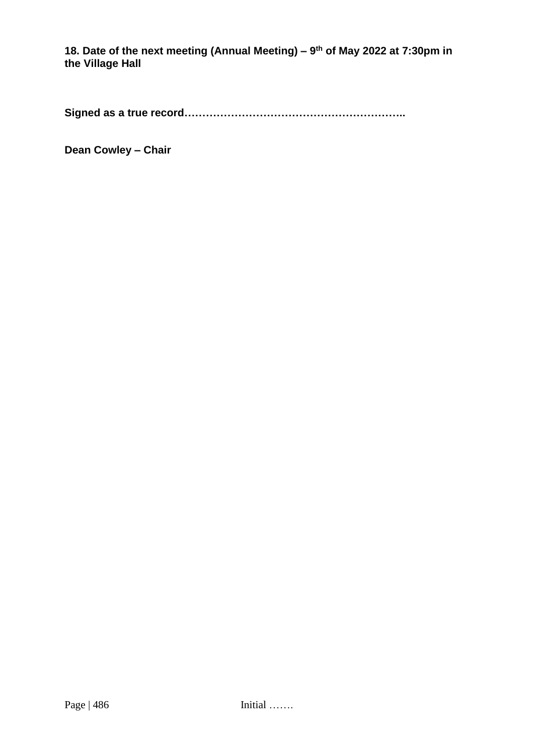**18. Date of the next meeting (Annual Meeting) – 9th of May 2022 at 7:30pm in the Village Hall**

**Signed as a true record……………………………………………………..**

**Dean Cowley – Chair**

Initial …….